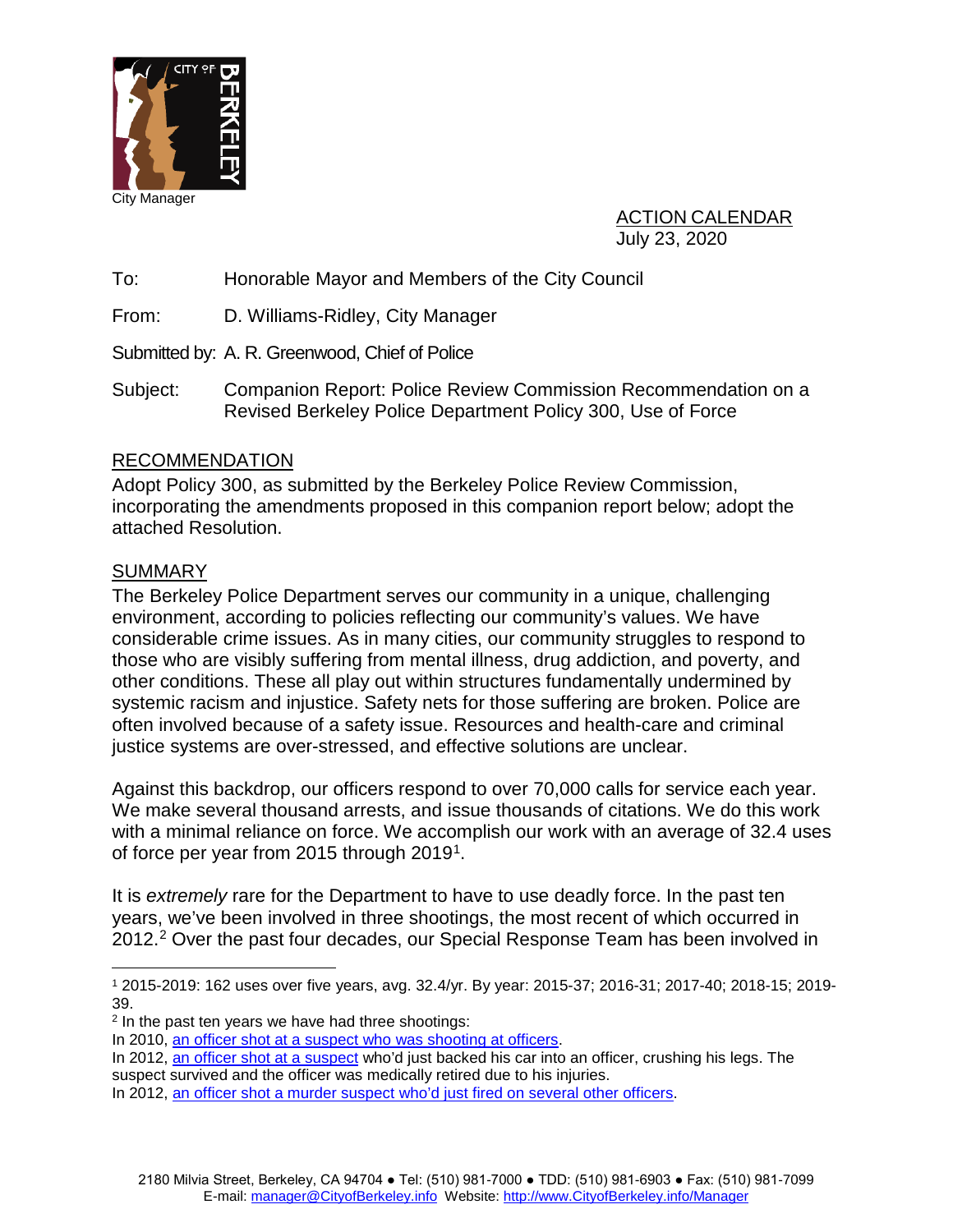City Manager

ACTION CALENDAR
July 23, 2020

To: Honorable Mayor and Members of the City Council

From: D. Williams-Ridley, City Manager

Submitted by: A. R. Greenwood, Chief of Police

Subject: Companion Report: Police Review Commission Recommendation on a Revised Berkeley Police Department Policy 300, Use of Force

## RECOMMENDATION

Adopt Policy 300, as submitted by the Berkeley Police Review Commission, incorporating the amendments proposed in this companion report below; adopt the attached Resolution.

## SUMMARY

The Berkeley Police Department serves our community in a unique, challenging environment, according to policies reflecting our community's values. We have considerable crime issues. As in many cities, our community struggles to respond to those who are visibly suffering from mental illness, drug addiction, and poverty, and other conditions. These all play out within structures fundamentally undermined by systemic racism and injustice. Safety nets for those suffering are broken. Police are often involved because of a safety issue. Resources and health-care and criminal justice systems are over-stressed, and effective solutions are unclear.

Against this backdrop, our officers respond to over 70,000 calls for service each year. We make several thousand arrests, and issue thousands of citations. We do this work with a minimal reliance on force. We accomplish our work with an average of 32.4 uses of force per year from 2015 through 2019[1].

It is *extremely* rare for the Department to have to use deadly force. In the past ten years, we've been involved in three shootings, the most recent of which occurred in 2012.[2] Over the past four decades, our Special Response Team has been involved in

---

[1] 2015-2019: 162 uses over five years, avg. 32.4/yr. By year: 2015-37; 2016-31; 2017-40; 2018-15; 2019-39.

[2] In the past ten years we have had three shootings:
In 2010, an officer shot at a suspect who was shooting at officers.
In 2012, an officer shot at a suspect who'd just backed his car into an officer, crushing his legs. The suspect survived and the officer was medically retired due to his injuries.
In 2012, an officer shot a murder suspect who'd just fired on several other officers.

2180 Milvia Street, Berkeley, CA 94704 ● Tel: (510) 981-7000 ● TDD: (510) 981-6903 ● Fax: (510) 981-7099
E-mail: manager@CityofBerkeley.info Website: http://www.CityofBerkeley.info/Manager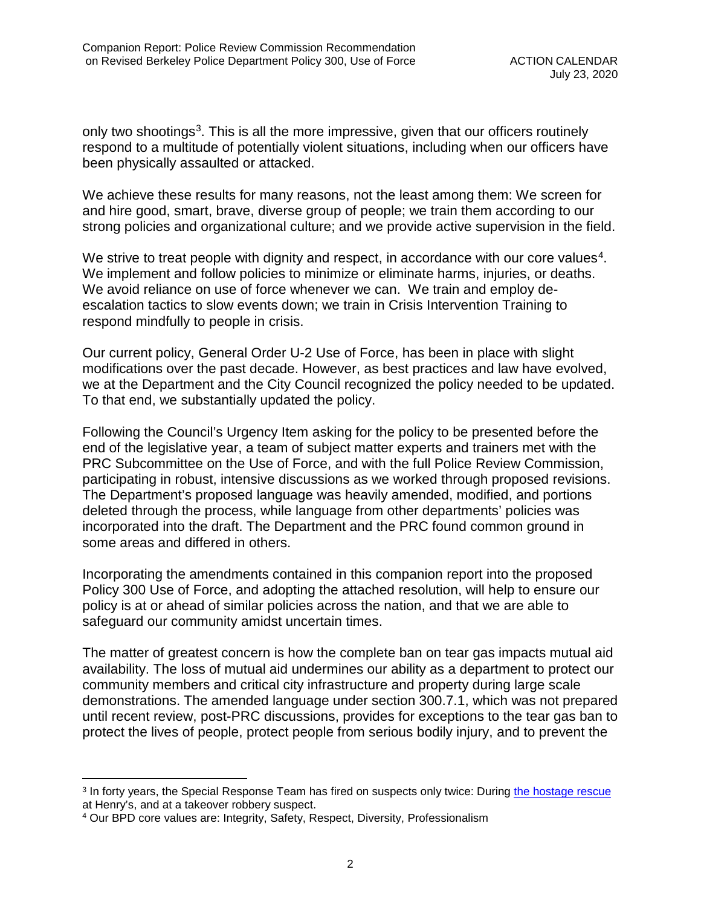only two shootings[3]. This is all the more impressive, given that our officers routinely respond to a multitude of potentially violent situations, including when our officers have been physically assaulted or attacked.

We achieve these results for many reasons, not the least among them: We screen for and hire good, smart, brave, diverse group of people; we train them according to our strong policies and organizational culture; and we provide active supervision in the field.

We strive to treat people with dignity and respect, in accordance with our core values[4]. We implement and follow policies to minimize or eliminate harms, injuries, or deaths. We avoid reliance on use of force whenever we can. We train and employ de-escalation tactics to slow events down; we train in Crisis Intervention Training to respond mindfully to people in crisis.

Our current policy, General Order U-2 Use of Force, has been in place with slight modifications over the past decade. However, as best practices and law have evolved, we at the Department and the City Council recognized the policy needed to be updated. To that end, we substantially updated the policy.

Following the Council's Urgency Item asking for the policy to be presented before the end of the legislative year, a team of subject matter experts and trainers met with the PRC Subcommittee on the Use of Force, and with the full Police Review Commission, participating in robust, intensive discussions as we worked through proposed revisions. The Department's proposed language was heavily amended, modified, and portions deleted through the process, while language from other departments' policies was incorporated into the draft. The Department and the PRC found common ground in some areas and differed in others.

Incorporating the amendments contained in this companion report into the proposed Policy 300 Use of Force, and adopting the attached resolution, will help to ensure our policy is at or ahead of similar policies across the nation, and that we are able to safeguard our community amidst uncertain times.

The matter of greatest concern is how the complete ban on tear gas impacts mutual aid availability. The loss of mutual aid undermines our ability as a department to protect our community members and critical city infrastructure and property during large scale demonstrations. The amended language under section 300.7.1, which was not prepared until recent review, post-PRC discussions, provides for exceptions to the tear gas ban to protect the lives of people, protect people from serious bodily injury, and to prevent the

---

[3] In forty years, the Special Response Team has fired on suspects only twice: During [the hostage rescue] at Henry's, and at a takeover robbery suspect.

[4] Our BPD core values are: Integrity, Safety, Respect, Diversity, Professionalism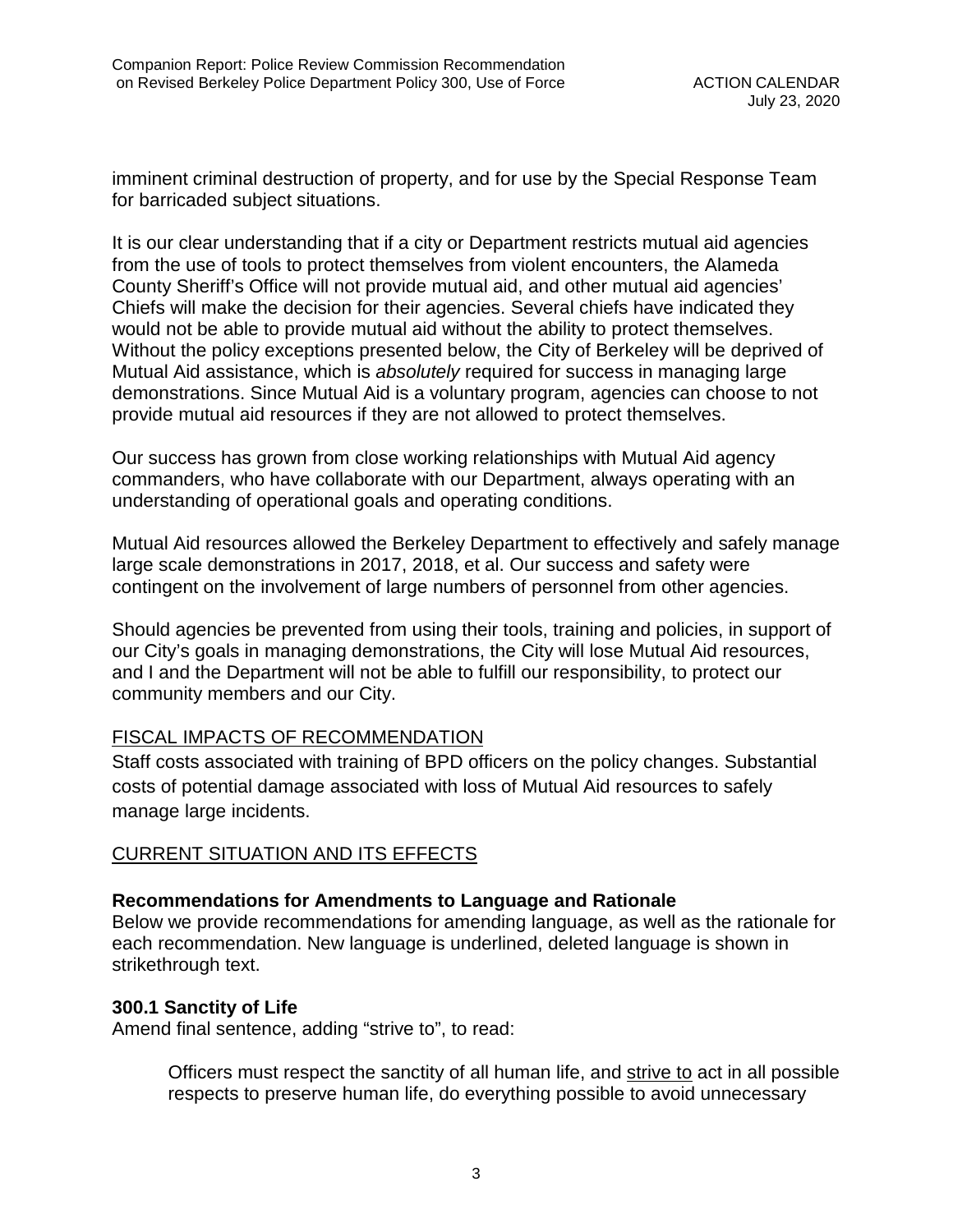imminent criminal destruction of property, and for use by the Special Response Team for barricaded subject situations.

It is our clear understanding that if a city or Department restricts mutual aid agencies from the use of tools to protect themselves from violent encounters, the Alameda County Sheriff's Office will not provide mutual aid, and other mutual aid agencies' Chiefs will make the decision for their agencies. Several chiefs have indicated they would not be able to provide mutual aid without the ability to protect themselves. Without the policy exceptions presented below, the City of Berkeley will be deprived of Mutual Aid assistance, which is *absolutely* required for success in managing large demonstrations. Since Mutual Aid is a voluntary program, agencies can choose to not provide mutual aid resources if they are not allowed to protect themselves.

Our success has grown from close working relationships with Mutual Aid agency commanders, who have collaborate with our Department, always operating with an understanding of operational goals and operating conditions.

Mutual Aid resources allowed the Berkeley Department to effectively and safely manage large scale demonstrations in 2017, 2018, et al. Our success and safety were contingent on the involvement of large numbers of personnel from other agencies.

Should agencies be prevented from using their tools, training and policies, in support of our City's goals in managing demonstrations, the City will lose Mutual Aid resources, and I and the Department will not be able to fulfill our responsibility, to protect our community members and our City.

## FISCAL IMPACTS OF RECOMMENDATION

Staff costs associated with training of BPD officers on the policy changes. Substantial costs of potential damage associated with loss of Mutual Aid resources to safely manage large incidents.

## CURRENT SITUATION AND ITS EFFECTS

### Recommendations for Amendments to Language and Rationale

Below we provide recommendations for amending language, as well as the rationale for each recommendation. New language is underlined, deleted language is shown in strikethrough text.

### 300.1 Sanctity of Life

Amend final sentence, adding "strive to", to read:

> Officers must respect the sanctity of all human life, and <u>strive to</u> act in all possible respects to preserve human life, do everything possible to avoid unnecessary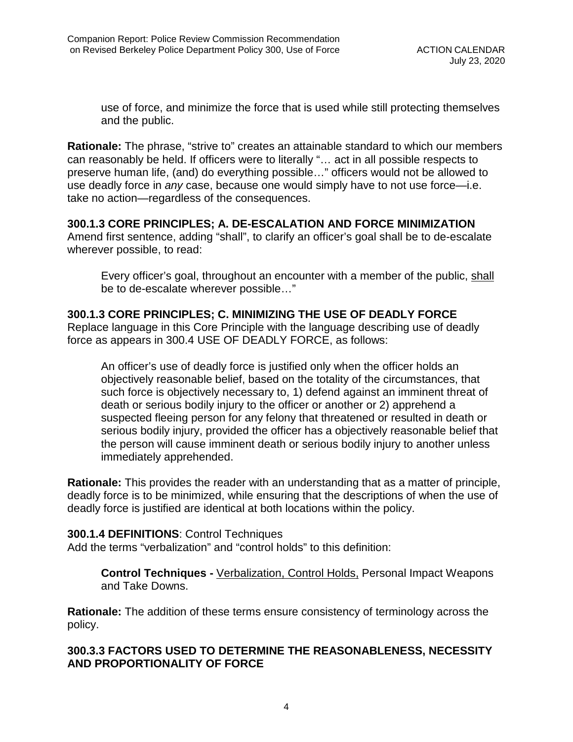use of force, and minimize the force that is used while still protecting themselves and the public.

**Rationale:** The phrase, "strive to" creates an attainable standard to which our members can reasonably be held. If officers were to literally "… act in all possible respects to preserve human life, (and) do everything possible…" officers would not be allowed to use deadly force in *any* case, because one would simply have to not use force—i.e. take no action—regardless of the consequences.

**300.1.3 CORE PRINCIPLES; A. DE-ESCALATION AND FORCE MINIMIZATION**

Amend first sentence, adding "shall", to clarify an officer's goal shall be to de-escalate wherever possible, to read:

> Every officer's goal, throughout an encounter with a member of the public, <u>shall</u> be to de-escalate wherever possible…"

**300.1.3 CORE PRINCIPLES; C. MINIMIZING THE USE OF DEADLY FORCE**

Replace language in this Core Principle with the language describing use of deadly force as appears in 300.4 USE OF DEADLY FORCE, as follows:

> An officer's use of deadly force is justified only when the officer holds an objectively reasonable belief, based on the totality of the circumstances, that such force is objectively necessary to, 1) defend against an imminent threat of death or serious bodily injury to the officer or another or 2) apprehend a suspected fleeing person for any felony that threatened or resulted in death or serious bodily injury, provided the officer has a objectively reasonable belief that the person will cause imminent death or serious bodily injury to another unless immediately apprehended.

**Rationale:** This provides the reader with an understanding that as a matter of principle, deadly force is to be minimized, while ensuring that the descriptions of when the use of deadly force is justified are identical at both locations within the policy.

**300.1.4 DEFINITIONS**: Control Techniques

Add the terms "verbalization" and "control holds" to this definition:

> **Control Techniques -** <u>Verbalization, Control Holds,</u> Personal Impact Weapons and Take Downs.

**Rationale:** The addition of these terms ensure consistency of terminology across the policy.

**300.3.3 FACTORS USED TO DETERMINE THE REASONABLENESS, NECESSITY AND PROPORTIONALITY OF FORCE**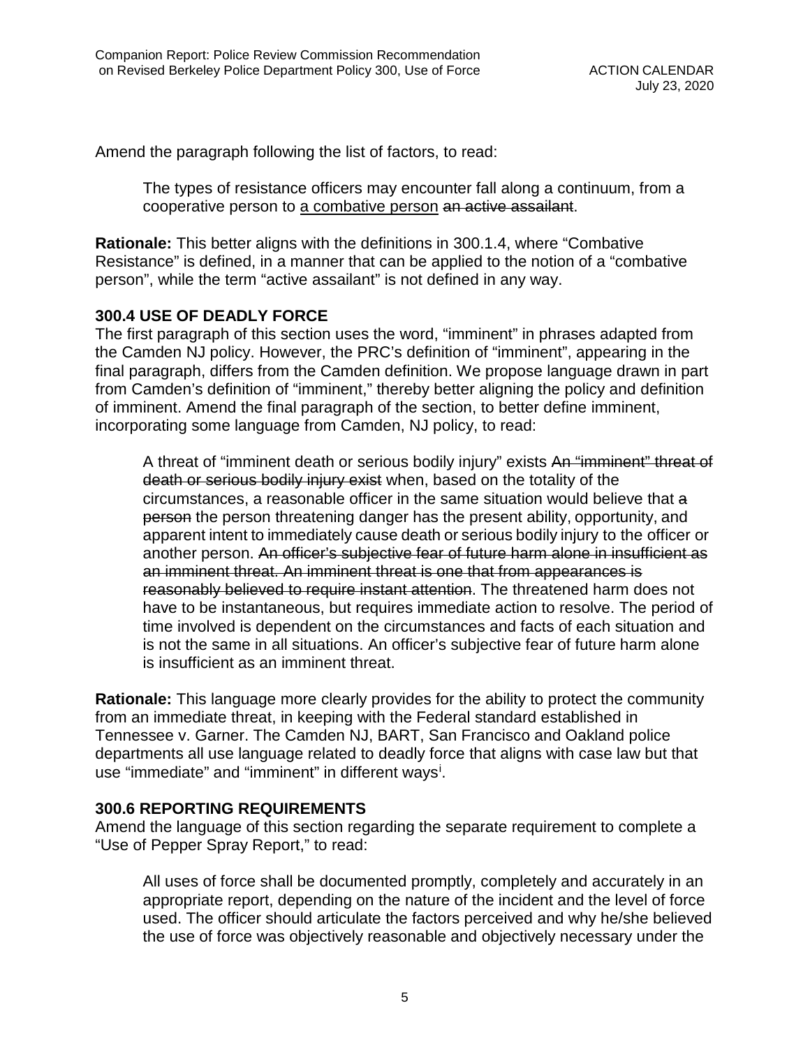Amend the paragraph following the list of factors, to read:

> The types of resistance officers may encounter fall along a continuum, from a cooperative person to <u>a combative person</u> ~~an active assailant~~.

**Rationale:** This better aligns with the definitions in 300.1.4, where "Combative Resistance" is defined, in a manner that can be applied to the notion of a "combative person", while the term "active assailant" is not defined in any way.

### 300.4 USE OF DEADLY FORCE

The first paragraph of this section uses the word, "imminent" in phrases adapted from the Camden NJ policy. However, the PRC's definition of "imminent", appearing in the final paragraph, differs from the Camden definition. We propose language drawn in part from Camden's definition of "imminent," thereby better aligning the policy and definition of imminent. Amend the final paragraph of the section, to better define imminent, incorporating some language from Camden, NJ policy, to read:

> A threat of "imminent death or serious bodily injury" exists ~~An "imminent" threat of death or serious bodily injury exist~~ when, based on the totality of the circumstances, a reasonable officer in the same situation would believe that ~~a person~~ the person threatening danger has the present ability, opportunity, and apparent intent to immediately cause death or serious bodily injury to the officer or another person. ~~An officer's subjective fear of future harm alone in insufficient as an imminent threat. An imminent threat is one that from appearances is reasonably believed to require instant attention~~. The threatened harm does not have to be instantaneous, but requires immediate action to resolve. The period of time involved is dependent on the circumstances and facts of each situation and is not the same in all situations. An officer's subjective fear of future harm alone is insufficient as an imminent threat.

**Rationale:** This language more clearly provides for the ability to protect the community from an immediate threat, in keeping with the Federal standard established in Tennessee v. Garner. The Camden NJ, BART, San Francisco and Oakland police departments all use language related to deadly force that aligns with case law but that use "immediate" and "imminent" in different ways[i].

### 300.6 REPORTING REQUIREMENTS

Amend the language of this section regarding the separate requirement to complete a "Use of Pepper Spray Report," to read:

> All uses of force shall be documented promptly, completely and accurately in an appropriate report, depending on the nature of the incident and the level of force used. The officer should articulate the factors perceived and why he/she believed the use of force was objectively reasonable and objectively necessary under the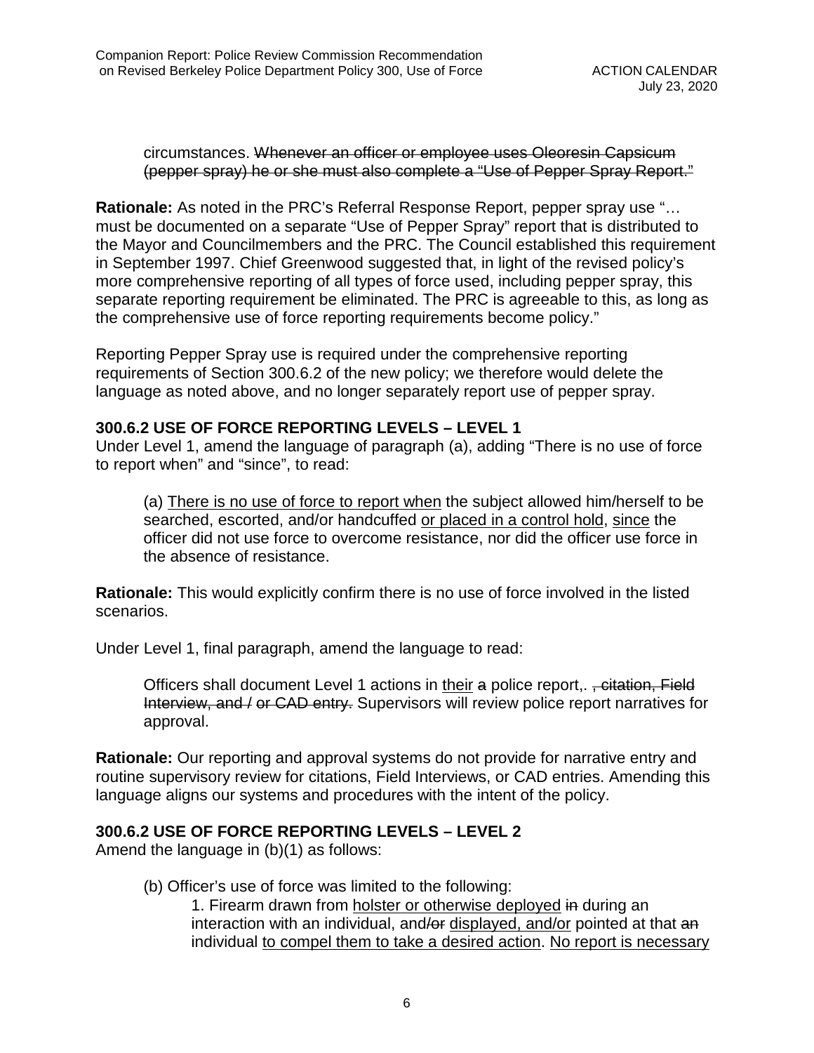circumstances. ~~Whenever an officer or employee uses Oleoresin Capsicum (pepper spray) he or she must also complete a "Use of Pepper Spray Report."~~

**Rationale:** As noted in the PRC's Referral Response Report, pepper spray use "… must be documented on a separate "Use of Pepper Spray" report that is distributed to the Mayor and Councilmembers and the PRC. The Council established this requirement in September 1997. Chief Greenwood suggested that, in light of the revised policy's more comprehensive reporting of all types of force used, including pepper spray, this separate reporting requirement be eliminated. The PRC is agreeable to this, as long as the comprehensive use of force reporting requirements become policy."

Reporting Pepper Spray use is required under the comprehensive reporting requirements of Section 300.6.2 of the new policy; we therefore would delete the language as noted above, and no longer separately report use of pepper spray.

### 300.6.2 USE OF FORCE REPORTING LEVELS – LEVEL 1

Under Level 1, amend the language of paragraph (a), adding "There is no use of force to report when" and "since", to read:

> (a) <u>There is no use of force to report when</u> the subject allowed him/herself to be searched, escorted, and/or handcuffed <u>or placed in a control hold</u>, <u>since</u> the officer did not use force to overcome resistance, nor did the officer use force in the absence of resistance.

**Rationale:** This would explicitly confirm there is no use of force involved in the listed scenarios.

Under Level 1, final paragraph, amend the language to read:

> Officers shall document Level 1 actions in <u>their</u> ~~a~~ police report,. ~~, citation, Field Interview, and / or CAD entry.~~ Supervisors will review police report narratives for approval.

**Rationale:** Our reporting and approval systems do not provide for narrative entry and routine supervisory review for citations, Field Interviews, or CAD entries. Amending this language aligns our systems and procedures with the intent of the policy.

### 300.6.2 USE OF FORCE REPORTING LEVELS – LEVEL 2

Amend the language in (b)(1) as follows:

> (b) Officer's use of force was limited to the following:
>
> 1. Firearm drawn from <u>holster or otherwise deployed</u> ~~in~~ during an interaction with an individual, and~~/or~~ <u>displayed, and/or</u> pointed at that ~~an~~ individual <u>to compel them to take a desired action</u>. <u>No report is necessary</u>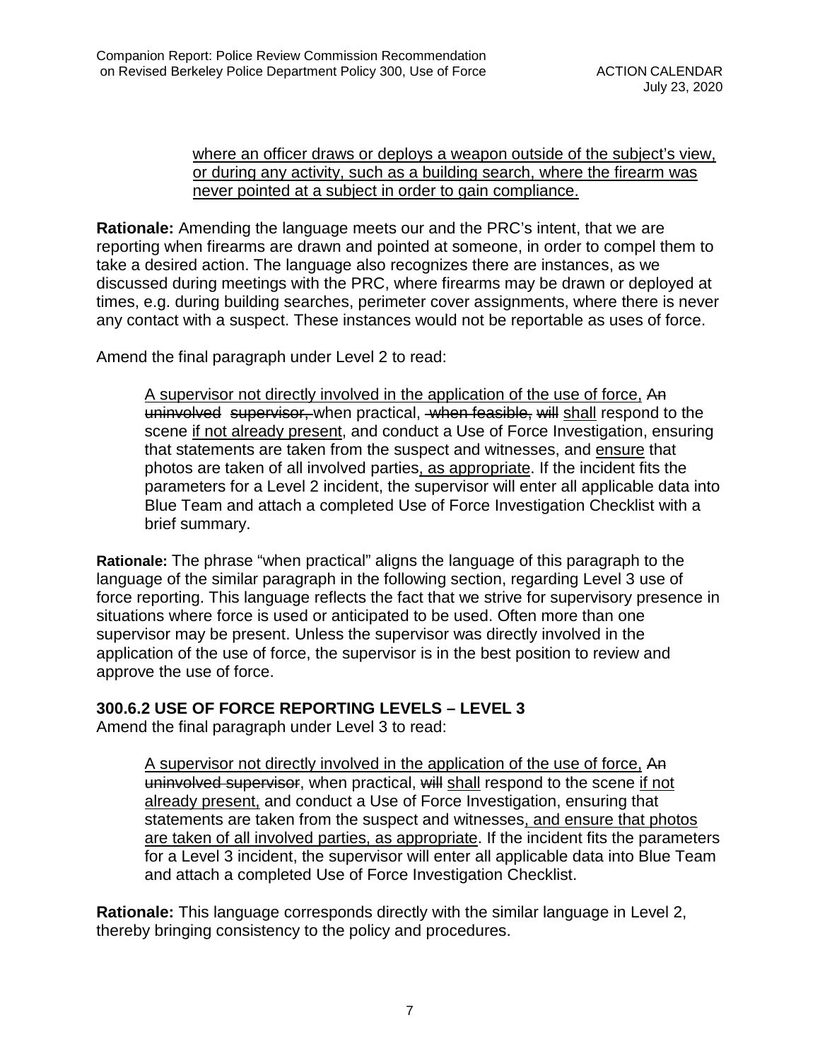where an officer draws or deploys a weapon outside of the subject's view, or during any activity, such as a building search, where the firearm was never pointed at a subject in order to gain compliance.

**Rationale:** Amending the language meets our and the PRC's intent, that we are reporting when firearms are drawn and pointed at someone, in order to compel them to take a desired action. The language also recognizes there are instances, as we discussed during meetings with the PRC, where firearms may be drawn or deployed at times, e.g. during building searches, perimeter cover assignments, where there is never any contact with a suspect. These instances would not be reportable as uses of force.

Amend the final paragraph under Level 2 to read:

> A supervisor not directly involved in the application of the use of force, ~~An uninvolved supervisor,~~ when practical, ~~when feasible,~~ ~~will~~ shall respond to the scene if not already present, and conduct a Use of Force Investigation, ensuring that statements are taken from the suspect and witnesses, and ensure that photos are taken of all involved parties, as appropriate. If the incident fits the parameters for a Level 2 incident, the supervisor will enter all applicable data into Blue Team and attach a completed Use of Force Investigation Checklist with a brief summary.

**Rationale:** The phrase "when practical" aligns the language of this paragraph to the language of the similar paragraph in the following section, regarding Level 3 use of force reporting. This language reflects the fact that we strive for supervisory presence in situations where force is used or anticipated to be used. Often more than one supervisor may be present. Unless the supervisor was directly involved in the application of the use of force, the supervisor is in the best position to review and approve the use of force.

### 300.6.2 USE OF FORCE REPORTING LEVELS – LEVEL 3

Amend the final paragraph under Level 3 to read:

> A supervisor not directly involved in the application of the use of force, ~~An uninvolved supervisor~~, when practical, ~~will~~ shall respond to the scene if not already present, and conduct a Use of Force Investigation, ensuring that statements are taken from the suspect and witnesses, and ensure that photos are taken of all involved parties, as appropriate. If the incident fits the parameters for a Level 3 incident, the supervisor will enter all applicable data into Blue Team and attach a completed Use of Force Investigation Checklist.

**Rationale:** This language corresponds directly with the similar language in Level 2, thereby bringing consistency to the policy and procedures.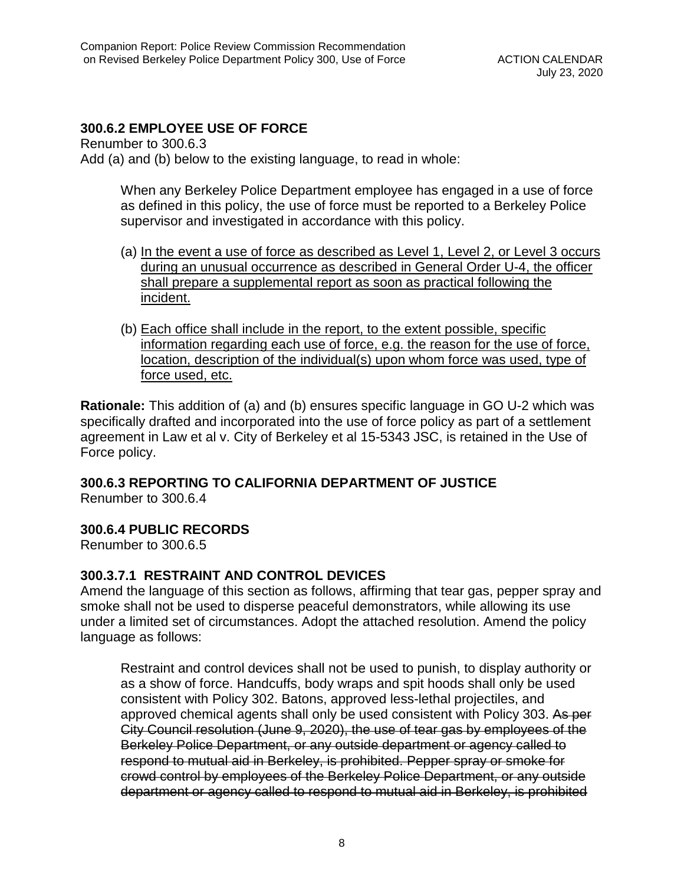### 300.6.2 EMPLOYEE USE OF FORCE

Renumber to 300.6.3

Add (a) and (b) below to the existing language, to read in whole:

> When any Berkeley Police Department employee has engaged in a use of force as defined in this policy, the use of force must be reported to a Berkeley Police supervisor and investigated in accordance with this policy.
>
> (a) <u>In the event a use of force as described as Level 1, Level 2, or Level 3 occurs during an unusual occurrence as described in General Order U-4, the officer shall prepare a supplemental report as soon as practical following the incident.</u>
>
> (b) <u>Each office shall include in the report, to the extent possible, specific information regarding each use of force, e.g. the reason for the use of force, location, description of the individual(s) upon whom force was used, type of force used, etc.</u>

**Rationale:** This addition of (a) and (b) ensures specific language in GO U-2 which was specifically drafted and incorporated into the use of force policy as part of a settlement agreement in Law et al v. City of Berkeley et al 15-5343 JSC, is retained in the Use of Force policy.

### 300.6.3 REPORTING TO CALIFORNIA DEPARTMENT OF JUSTICE

Renumber to 300.6.4

### 300.6.4 PUBLIC RECORDS

Renumber to 300.6.5

### 300.3.7.1 RESTRAINT AND CONTROL DEVICES

Amend the language of this section as follows, affirming that tear gas, pepper spray and smoke shall not be used to disperse peaceful demonstrators, while allowing its use under a limited set of circumstances. Adopt the attached resolution. Amend the policy language as follows:

> Restraint and control devices shall not be used to punish, to display authority or as a show of force. Handcuffs, body wraps and spit hoods shall only be used consistent with Policy 302. Batons, approved less-lethal projectiles, and approved chemical agents shall only be used consistent with Policy 303. ~~As per City Council resolution (June 9, 2020), the use of tear gas by employees of the Berkeley Police Department, or any outside department or agency called to respond to mutual aid in Berkeley, is prohibited. Pepper spray or smoke for crowd control by employees of the Berkeley Police Department, or any outside department or agency called to respond to mutual aid in Berkeley, is prohibited~~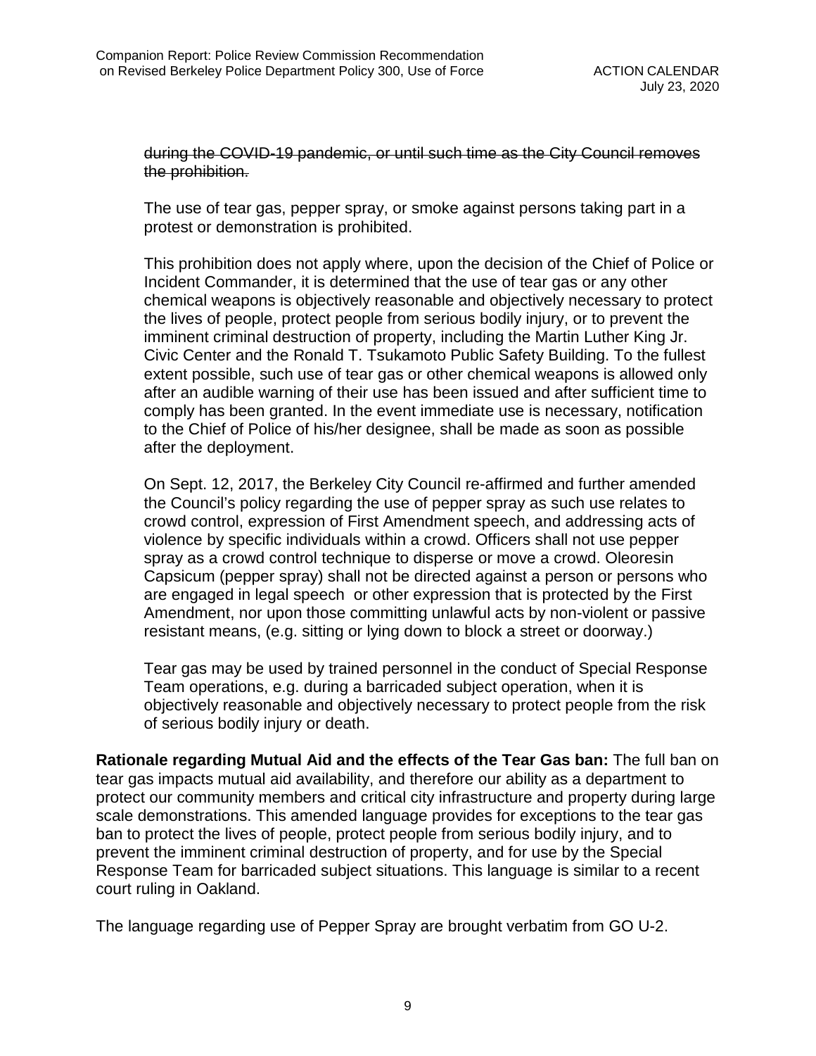~~during the COVID-19 pandemic, or until such time as the City Council removes the prohibition.~~

The use of tear gas, pepper spray, or smoke against persons taking part in a protest or demonstration is prohibited.

This prohibition does not apply where, upon the decision of the Chief of Police or Incident Commander, it is determined that the use of tear gas or any other chemical weapons is objectively reasonable and objectively necessary to protect the lives of people, protect people from serious bodily injury, or to prevent the imminent criminal destruction of property, including the Martin Luther King Jr. Civic Center and the Ronald T. Tsukamoto Public Safety Building. To the fullest extent possible, such use of tear gas or other chemical weapons is allowed only after an audible warning of their use has been issued and after sufficient time to comply has been granted. In the event immediate use is necessary, notification to the Chief of Police of his/her designee, shall be made as soon as possible after the deployment.

On Sept. 12, 2017, the Berkeley City Council re-affirmed and further amended the Council's policy regarding the use of pepper spray as such use relates to crowd control, expression of First Amendment speech, and addressing acts of violence by specific individuals within a crowd. Officers shall not use pepper spray as a crowd control technique to disperse or move a crowd. Oleoresin Capsicum (pepper spray) shall not be directed against a person or persons who are engaged in legal speech or other expression that is protected by the First Amendment, nor upon those committing unlawful acts by non-violent or passive resistant means, (e.g. sitting or lying down to block a street or doorway.)

Tear gas may be used by trained personnel in the conduct of Special Response Team operations, e.g. during a barricaded subject operation, when it is objectively reasonable and objectively necessary to protect people from the risk of serious bodily injury or death.

**Rationale regarding Mutual Aid and the effects of the Tear Gas ban:** The full ban on tear gas impacts mutual aid availability, and therefore our ability as a department to protect our community members and critical city infrastructure and property during large scale demonstrations. This amended language provides for exceptions to the tear gas ban to protect the lives of people, protect people from serious bodily injury, and to prevent the imminent criminal destruction of property, and for use by the Special Response Team for barricaded subject situations. This language is similar to a recent court ruling in Oakland.

The language regarding use of Pepper Spray are brought verbatim from GO U-2.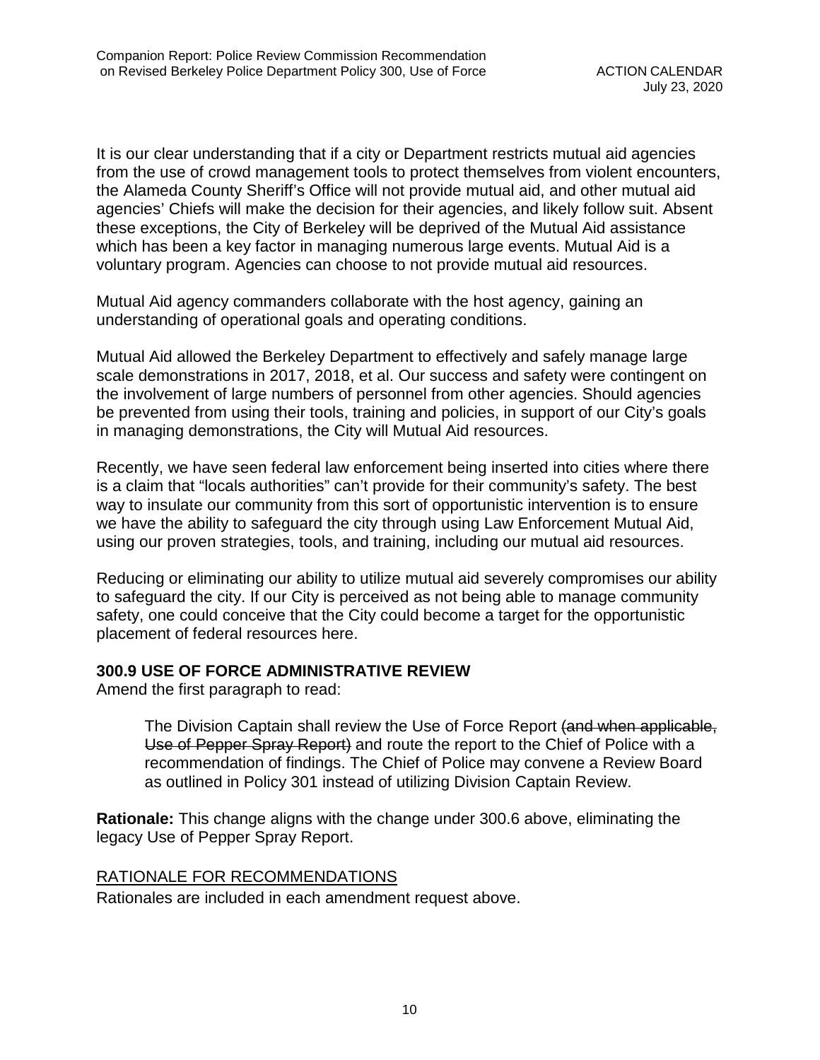It is our clear understanding that if a city or Department restricts mutual aid agencies from the use of crowd management tools to protect themselves from violent encounters, the Alameda County Sheriff's Office will not provide mutual aid, and other mutual aid agencies' Chiefs will make the decision for their agencies, and likely follow suit. Absent these exceptions, the City of Berkeley will be deprived of the Mutual Aid assistance which has been a key factor in managing numerous large events. Mutual Aid is a voluntary program. Agencies can choose to not provide mutual aid resources.

Mutual Aid agency commanders collaborate with the host agency, gaining an understanding of operational goals and operating conditions.

Mutual Aid allowed the Berkeley Department to effectively and safely manage large scale demonstrations in 2017, 2018, et al. Our success and safety were contingent on the involvement of large numbers of personnel from other agencies. Should agencies be prevented from using their tools, training and policies, in support of our City's goals in managing demonstrations, the City will Mutual Aid resources.

Recently, we have seen federal law enforcement being inserted into cities where there is a claim that "locals authorities" can't provide for their community's safety. The best way to insulate our community from this sort of opportunistic intervention is to ensure we have the ability to safeguard the city through using Law Enforcement Mutual Aid, using our proven strategies, tools, and training, including our mutual aid resources.

Reducing or eliminating our ability to utilize mutual aid severely compromises our ability to safeguard the city. If our City is perceived as not being able to manage community safety, one could conceive that the City could become a target for the opportunistic placement of federal resources here.

**300.9 USE OF FORCE ADMINISTRATIVE REVIEW**

Amend the first paragraph to read:

> The Division Captain shall review the Use of Force Report ~~(and when applicable, Use of Pepper Spray Report)~~ and route the report to the Chief of Police with a recommendation of findings. The Chief of Police may convene a Review Board as outlined in Policy 301 instead of utilizing Division Captain Review.

**Rationale:** This change aligns with the change under 300.6 above, eliminating the legacy Use of Pepper Spray Report.

RATIONALE FOR RECOMMENDATIONS

Rationales are included in each amendment request above.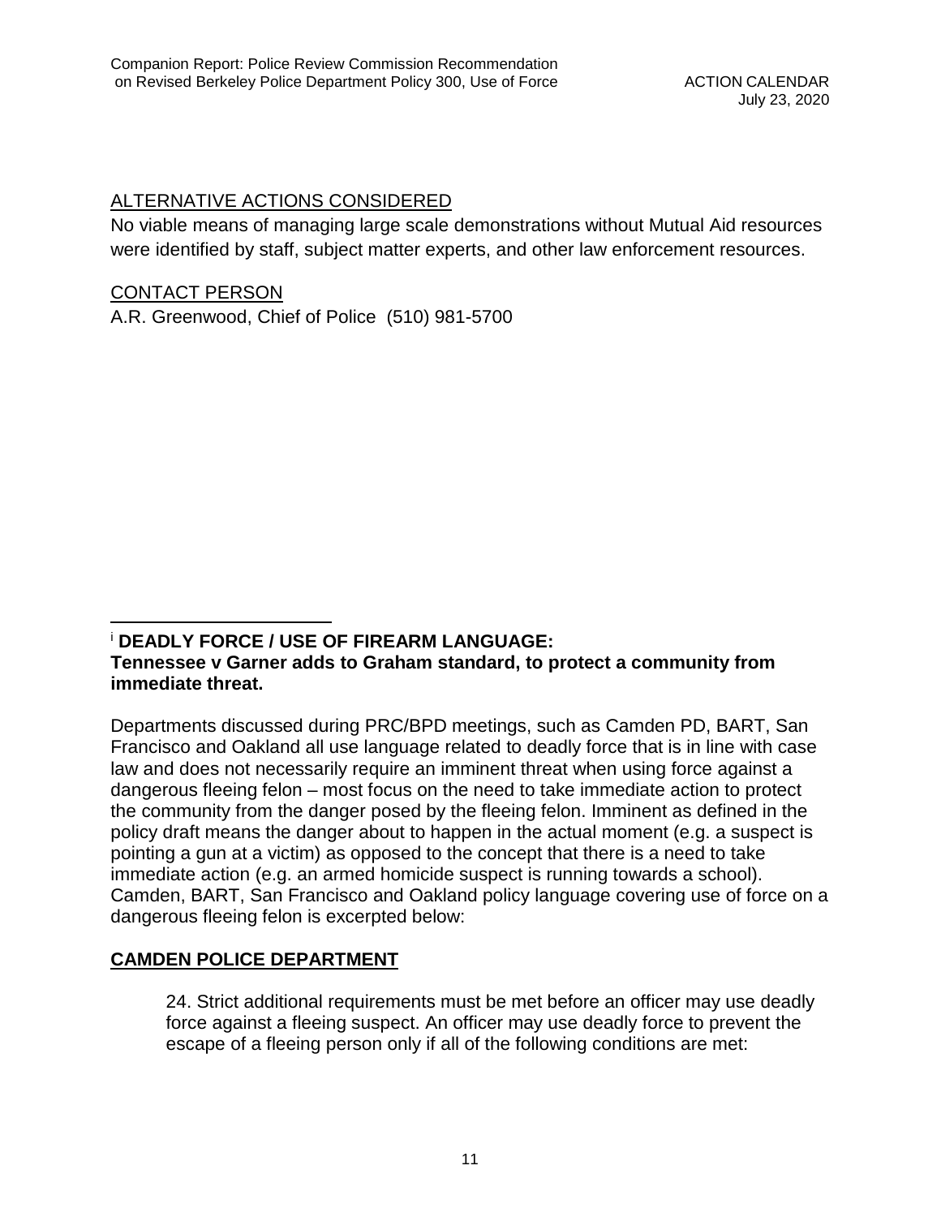ALTERNATIVE ACTIONS CONSIDERED

No viable means of managing large scale demonstrations without Mutual Aid resources were identified by staff, subject matter experts, and other law enforcement resources.

CONTACT PERSON

A.R. Greenwood, Chief of Police (510) 981-5700

---

[i] **DEADLY FORCE / USE OF FIREARM LANGUAGE:**
**Tennessee v Garner adds to Graham standard, to protect a community from immediate threat.**

Departments discussed during PRC/BPD meetings, such as Camden PD, BART, San Francisco and Oakland all use language related to deadly force that is in line with case law and does not necessarily require an imminent threat when using force against a dangerous fleeing felon – most focus on the need to take immediate action to protect the community from the danger posed by the fleeing felon. Imminent as defined in the policy draft means the danger about to happen in the actual moment (e.g. a suspect is pointing a gun at a victim) as opposed to the concept that there is a need to take immediate action (e.g. an armed homicide suspect is running towards a school). Camden, BART, San Francisco and Oakland policy language covering use of force on a dangerous fleeing felon is excerpted below:

**CAMDEN POLICE DEPARTMENT**

> 24. Strict additional requirements must be met before an officer may use deadly force against a fleeing suspect. An officer may use deadly force to prevent the escape of a fleeing person only if all of the following conditions are met: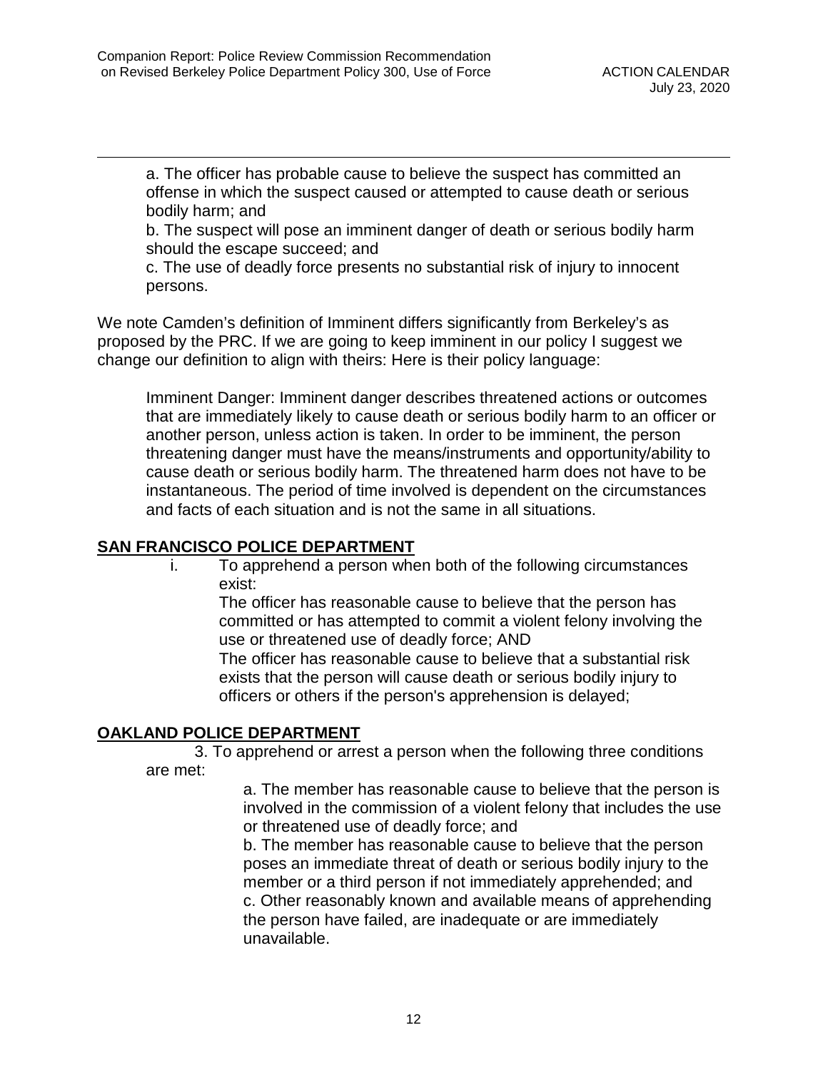a. The officer has probable cause to believe the suspect has committed an offense in which the suspect caused or attempted to cause death or serious bodily harm; and

b. The suspect will pose an imminent danger of death or serious bodily harm should the escape succeed; and

c. The use of deadly force presents no substantial risk of injury to innocent persons.

We note Camden's definition of Imminent differs significantly from Berkeley's as proposed by the PRC. If we are going to keep imminent in our policy I suggest we change our definition to align with theirs: Here is their policy language:

> Imminent Danger: Imminent danger describes threatened actions or outcomes that are immediately likely to cause death or serious bodily harm to an officer or another person, unless action is taken. In order to be imminent, the person threatening danger must have the means/instruments and opportunity/ability to cause death or serious bodily harm. The threatened harm does not have to be instantaneous. The period of time involved is dependent on the circumstances and facts of each situation and is not the same in all situations.

## SAN FRANCISCO POLICE DEPARTMENT

i. To apprehend a person when both of the following circumstances exist:

The officer has reasonable cause to believe that the person has committed or has attempted to commit a violent felony involving the use or threatened use of deadly force; AND

The officer has reasonable cause to believe that a substantial risk exists that the person will cause death or serious bodily injury to officers or others if the person's apprehension is delayed;

## OAKLAND POLICE DEPARTMENT

3. To apprehend or arrest a person when the following three conditions are met:

a. The member has reasonable cause to believe that the person is involved in the commission of a violent felony that includes the use or threatened use of deadly force; and

b. The member has reasonable cause to believe that the person poses an immediate threat of death or serious bodily injury to the member or a third person if not immediately apprehended; and

c. Other reasonably known and available means of apprehending the person have failed, are inadequate or are immediately unavailable.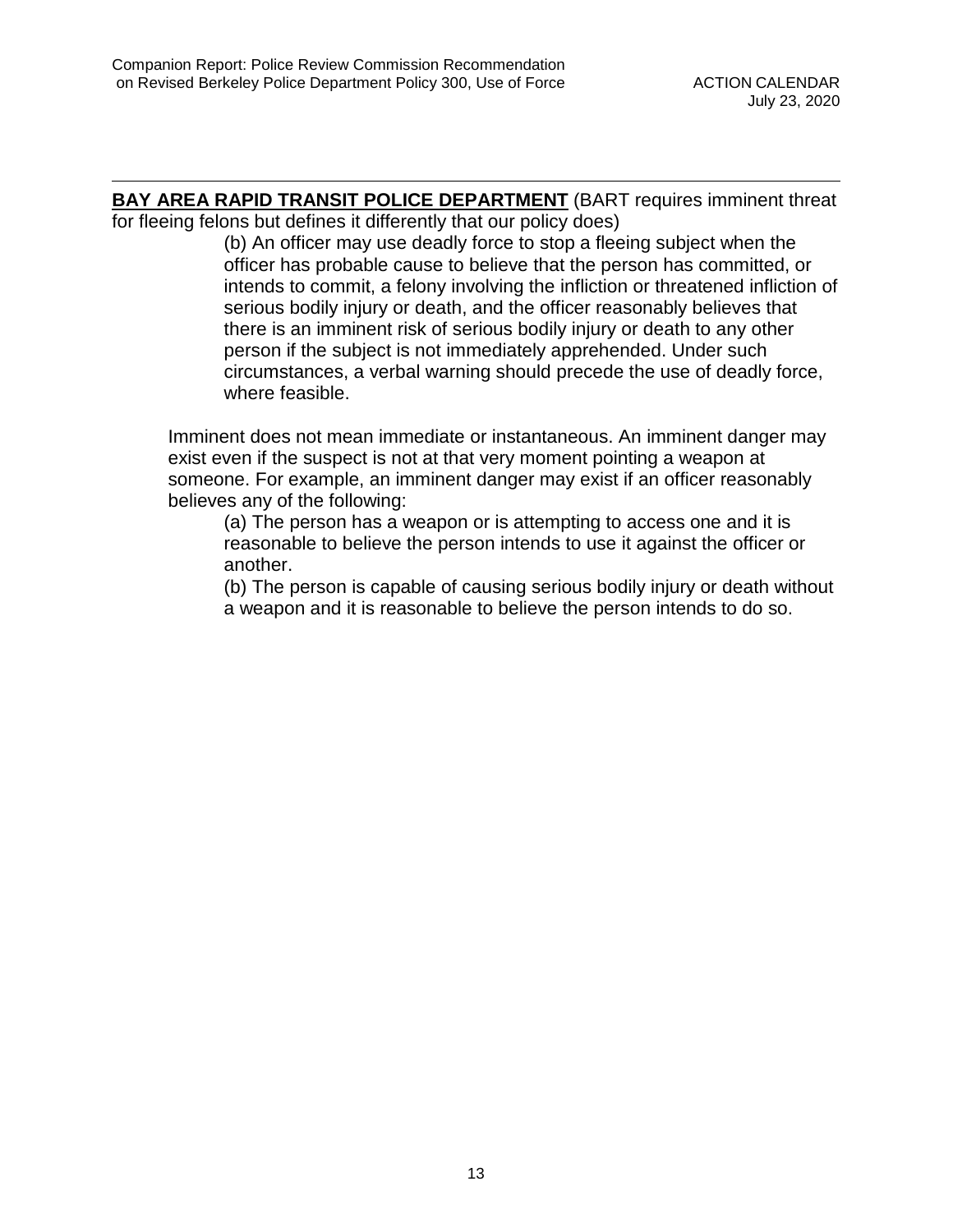**<u>BAY AREA RAPID TRANSIT POLICE DEPARTMENT</u>** (BART requires imminent threat for fleeing felons but defines it differently that our policy does)

> (b) An officer may use deadly force to stop a fleeing subject when the officer has probable cause to believe that the person has committed, or intends to commit, a felony involving the infliction or threatened infliction of serious bodily injury or death, and the officer reasonably believes that there is an imminent risk of serious bodily injury or death to any other person if the subject is not immediately apprehended. Under such circumstances, a verbal warning should precede the use of deadly force, where feasible.

Imminent does not mean immediate or instantaneous. An imminent danger may exist even if the suspect is not at that very moment pointing a weapon at someone. For example, an imminent danger may exist if an officer reasonably believes any of the following:

> (a) The person has a weapon or is attempting to access one and it is reasonable to believe the person intends to use it against the officer or another.
>
> (b) The person is capable of causing serious bodily injury or death without a weapon and it is reasonable to believe the person intends to do so.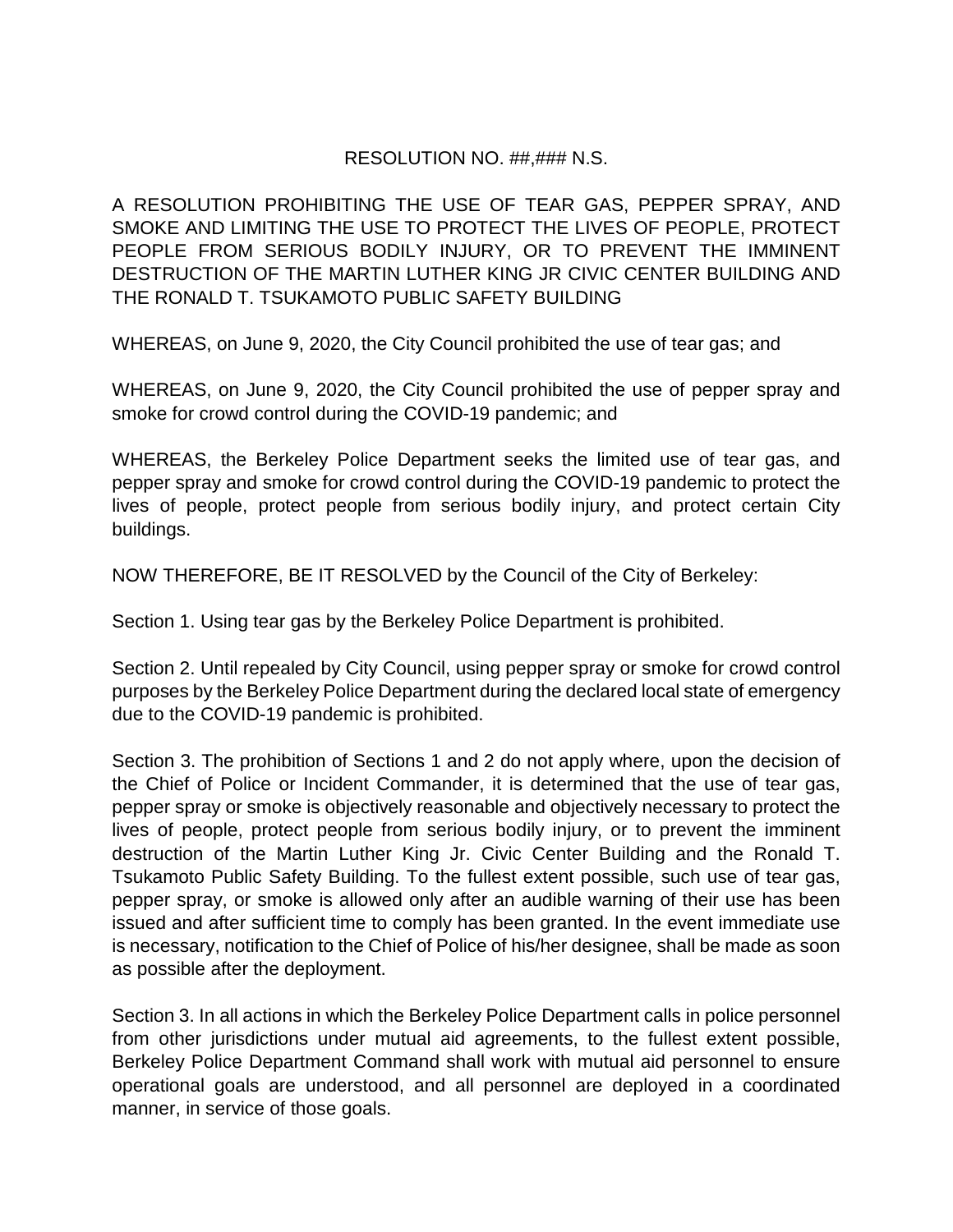RESOLUTION NO. ##,### N.S.

A RESOLUTION PROHIBITING THE USE OF TEAR GAS, PEPPER SPRAY, AND SMOKE AND LIMITING THE USE TO PROTECT THE LIVES OF PEOPLE, PROTECT PEOPLE FROM SERIOUS BODILY INJURY, OR TO PREVENT THE IMMINENT DESTRUCTION OF THE MARTIN LUTHER KING JR CIVIC CENTER BUILDING AND THE RONALD T. TSUKAMOTO PUBLIC SAFETY BUILDING

WHEREAS, on June 9, 2020, the City Council prohibited the use of tear gas; and

WHEREAS, on June 9, 2020, the City Council prohibited the use of pepper spray and smoke for crowd control during the COVID-19 pandemic; and

WHEREAS, the Berkeley Police Department seeks the limited use of tear gas, and pepper spray and smoke for crowd control during the COVID-19 pandemic to protect the lives of people, protect people from serious bodily injury, and protect certain City buildings.

NOW THEREFORE, BE IT RESOLVED by the Council of the City of Berkeley:

Section 1. Using tear gas by the Berkeley Police Department is prohibited.

Section 2. Until repealed by City Council, using pepper spray or smoke for crowd control purposes by the Berkeley Police Department during the declared local state of emergency due to the COVID-19 pandemic is prohibited.

Section 3. The prohibition of Sections 1 and 2 do not apply where, upon the decision of the Chief of Police or Incident Commander, it is determined that the use of tear gas, pepper spray or smoke is objectively reasonable and objectively necessary to protect the lives of people, protect people from serious bodily injury, or to prevent the imminent destruction of the Martin Luther King Jr. Civic Center Building and the Ronald T. Tsukamoto Public Safety Building. To the fullest extent possible, such use of tear gas, pepper spray, or smoke is allowed only after an audible warning of their use has been issued and after sufficient time to comply has been granted. In the event immediate use is necessary, notification to the Chief of Police of his/her designee, shall be made as soon as possible after the deployment.

Section 3. In all actions in which the Berkeley Police Department calls in police personnel from other jurisdictions under mutual aid agreements, to the fullest extent possible, Berkeley Police Department Command shall work with mutual aid personnel to ensure operational goals are understood, and all personnel are deployed in a coordinated manner, in service of those goals.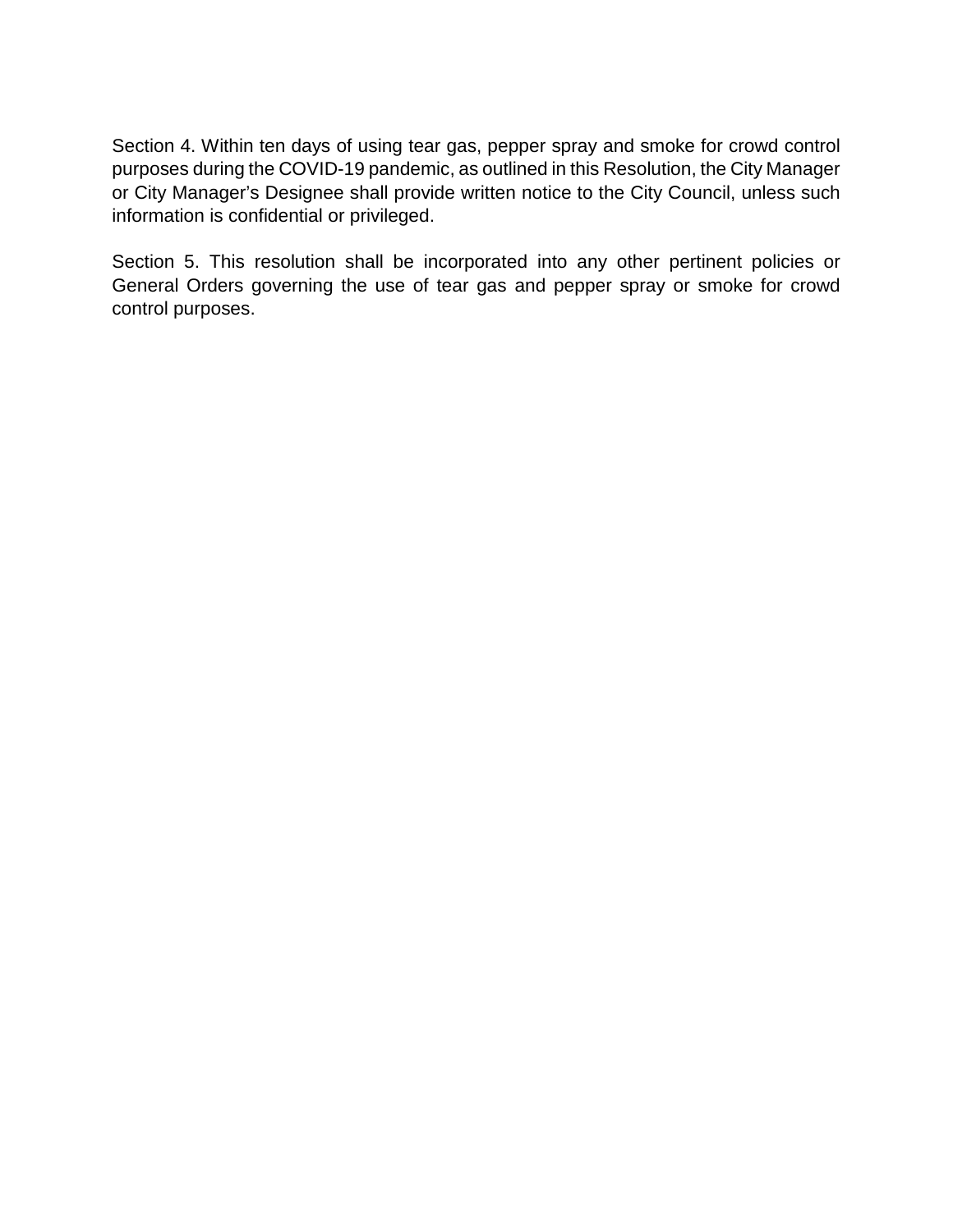Section 4. Within ten days of using tear gas, pepper spray and smoke for crowd control purposes during the COVID-19 pandemic, as outlined in this Resolution, the City Manager or City Manager's Designee shall provide written notice to the City Council, unless such information is confidential or privileged.

Section 5. This resolution shall be incorporated into any other pertinent policies or General Orders governing the use of tear gas and pepper spray or smoke for crowd control purposes.